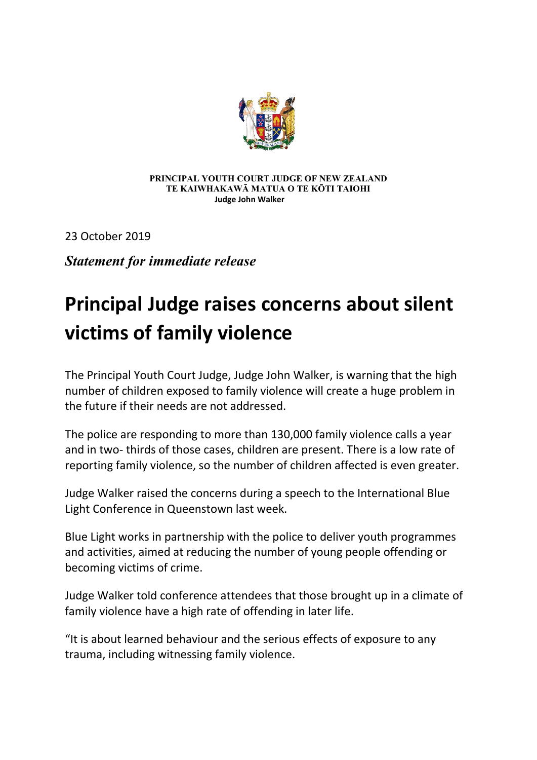**PRINCIPAL YOUTH COURT JUDGE OF NEW ZEALAND**
**TE KAIWHAKAWĀ MATUA O TE KŌTI TAIOHI**
**Judge John Walker**

23 October 2019

***Statement for immediate release***

# Principal Judge raises concerns about silent victims of family violence

The Principal Youth Court Judge, Judge John Walker, is warning that the high number of children exposed to family violence will create a huge problem in the future if their needs are not addressed.

The police are responding to more than 130,000 family violence calls a year and in two- thirds of those cases, children are present. There is a low rate of reporting family violence, so the number of children affected is even greater.

Judge Walker raised the concerns during a speech to the International Blue Light Conference in Queenstown last week.

Blue Light works in partnership with the police to deliver youth programmes and activities, aimed at reducing the number of young people offending or becoming victims of crime.

Judge Walker told conference attendees that those brought up in a climate of family violence have a high rate of offending in later life.

"It is about learned behaviour and the serious effects of exposure to any trauma, including witnessing family violence.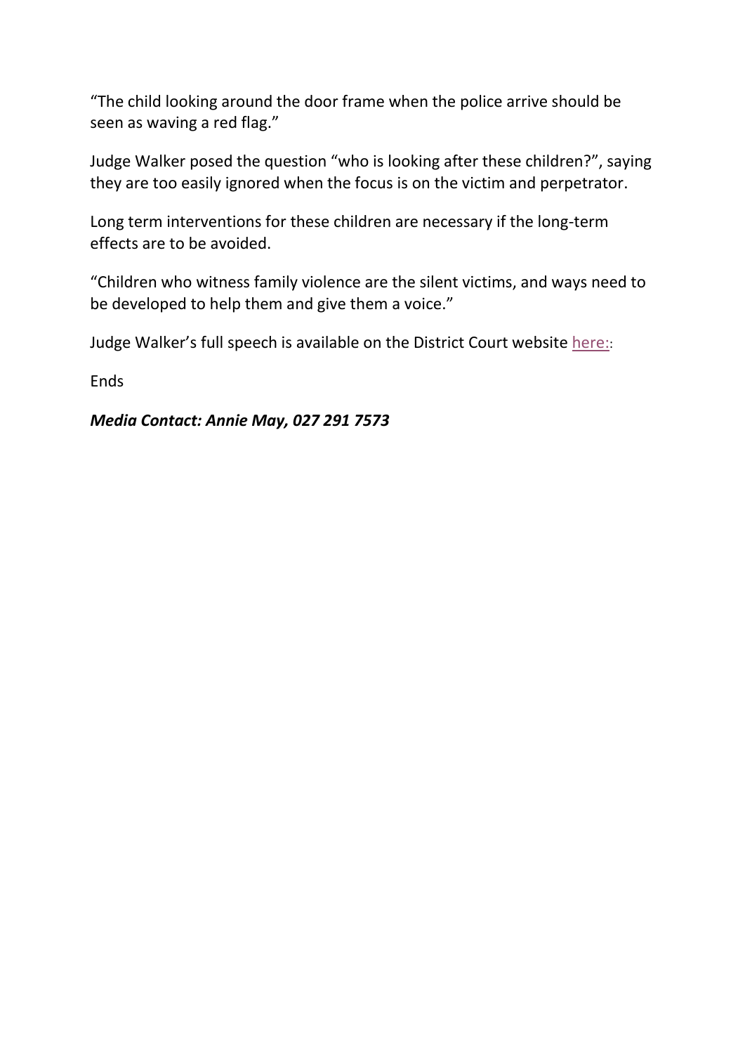“The child looking around the door frame when the police arrive should be seen as waving a red flag.”

Judge Walker posed the question “who is looking after these children?”, saying they are too easily ignored when the focus is on the victim and perpetrator.

Long term interventions for these children are necessary if the long-term effects are to be avoided.

“Children who witness family violence are the silent victims, and ways need to be developed to help them and give them a voice.”

Judge Walker’s full speech is available on the District Court website here::

Ends

***Media Contact: Annie May, 027 291 7573***